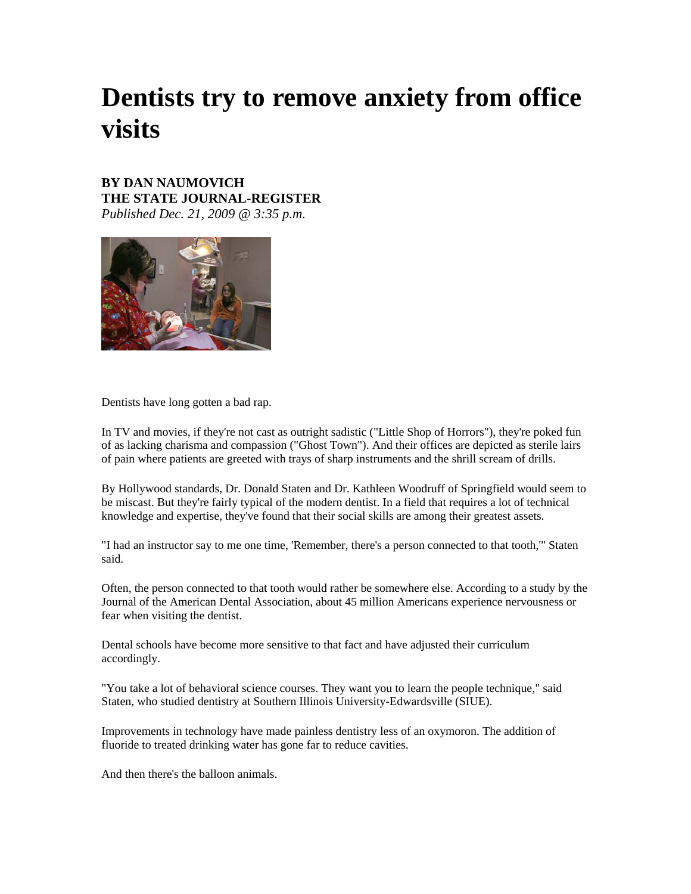# Dentists try to remove anxiety from office visits

**BY DAN NAUMOVICH**
**THE STATE JOURNAL-REGISTER**
*Published Dec. 21, 2009 @ 3:35 p.m.*

Dentists have long gotten a bad rap.

In TV and movies, if they're not cast as outright sadistic ("Little Shop of Horrors"), they're poked fun of as lacking charisma and compassion ("Ghost Town"). And their offices are depicted as sterile lairs of pain where patients are greeted with trays of sharp instruments and the shrill scream of drills.

By Hollywood standards, Dr. Donald Staten and Dr. Kathleen Woodruff of Springfield would seem to be miscast. But they're fairly typical of the modern dentist. In a field that requires a lot of technical knowledge and expertise, they've found that their social skills are among their greatest assets.

"I had an instructor say to me one time, 'Remember, there's a person connected to that tooth,'" Staten said.

Often, the person connected to that tooth would rather be somewhere else. According to a study by the Journal of the American Dental Association, about 45 million Americans experience nervousness or fear when visiting the dentist.

Dental schools have become more sensitive to that fact and have adjusted their curriculum accordingly.

"You take a lot of behavioral science courses. They want you to learn the people technique," said Staten, who studied dentistry at Southern Illinois University-Edwardsville (SIUE).

Improvements in technology have made painless dentistry less of an oxymoron. The addition of fluoride to treated drinking water has gone far to reduce cavities.

And then there's the balloon animals.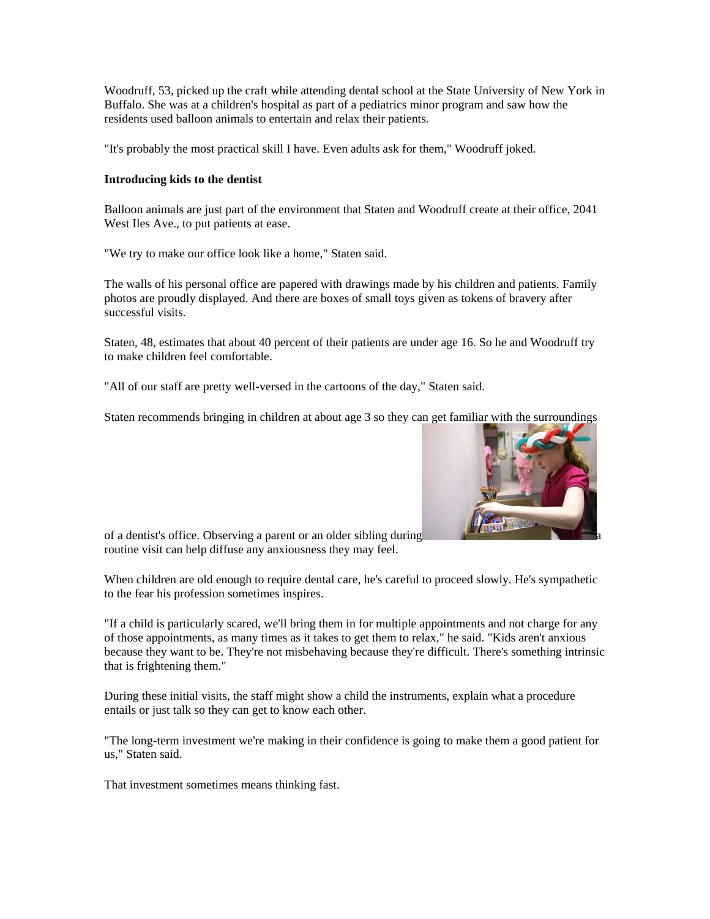Woodruff, 53, picked up the craft while attending dental school at the State University of New York in Buffalo. She was at a children's hospital as part of a pediatrics minor program and saw how the residents used balloon animals to entertain and relax their patients.

"It's probably the most practical skill I have. Even adults ask for them," Woodruff joked.

**Introducing kids to the dentist**

Balloon animals are just part of the environment that Staten and Woodruff create at their office, 2041 West Iles Ave., to put patients at ease.

"We try to make our office look like a home," Staten said.

The walls of his personal office are papered with drawings made by his children and patients. Family photos are proudly displayed. And there are boxes of small toys given as tokens of bravery after successful visits.

Staten, 48, estimates that about 40 percent of their patients are under age 16. So he and Woodruff try to make children feel comfortable.

"All of our staff are pretty well-versed in the cartoons of the day," Staten said.

Staten recommends bringing in children at about age 3 so they can get familiar with the surroundings of a dentist's office. Observing a parent or an older sibling during a routine visit can help diffuse any anxiousness they may feel.

When children are old enough to require dental care, he's careful to proceed slowly. He's sympathetic to the fear his profession sometimes inspires.

"If a child is particularly scared, we'll bring them in for multiple appointments and not charge for any of those appointments, as many times as it takes to get them to relax," he said. "Kids aren't anxious because they want to be. They're not misbehaving because they're difficult. There's something intrinsic that is frightening them."

During these initial visits, the staff might show a child the instruments, explain what a procedure entails or just talk so they can get to know each other.

"The long-term investment we're making in their confidence is going to make them a good patient for us," Staten said.

That investment sometimes means thinking fast.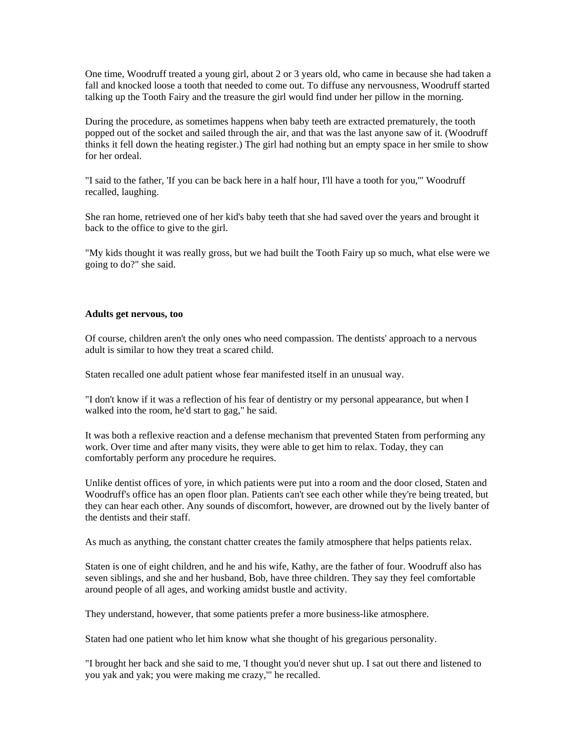One time, Woodruff treated a young girl, about 2 or 3 years old, who came in because she had taken a fall and knocked loose a tooth that needed to come out. To diffuse any nervousness, Woodruff started talking up the Tooth Fairy and the treasure the girl would find under her pillow in the morning.

During the procedure, as sometimes happens when baby teeth are extracted prematurely, the tooth popped out of the socket and sailed through the air, and that was the last anyone saw of it. (Woodruff thinks it fell down the heating register.) The girl had nothing but an empty space in her smile to show for her ordeal.

"I said to the father, 'If you can be back here in a half hour, I'll have a tooth for you,'" Woodruff recalled, laughing.

She ran home, retrieved one of her kid's baby teeth that she had saved over the years and brought it back to the office to give to the girl.

"My kids thought it was really gross, but we had built the Tooth Fairy up so much, what else were we going to do?" she said.

**Adults get nervous, too**

Of course, children aren't the only ones who need compassion. The dentists' approach to a nervous adult is similar to how they treat a scared child.

Staten recalled one adult patient whose fear manifested itself in an unusual way.

"I don't know if it was a reflection of his fear of dentistry or my personal appearance, but when I walked into the room, he'd start to gag," he said.

It was both a reflexive reaction and a defense mechanism that prevented Staten from performing any work. Over time and after many visits, they were able to get him to relax. Today, they can comfortably perform any procedure he requires.

Unlike dentist offices of yore, in which patients were put into a room and the door closed, Staten and Woodruff's office has an open floor plan. Patients can't see each other while they're being treated, but they can hear each other. Any sounds of discomfort, however, are drowned out by the lively banter of the dentists and their staff.

As much as anything, the constant chatter creates the family atmosphere that helps patients relax.

Staten is one of eight children, and he and his wife, Kathy, are the father of four. Woodruff also has seven siblings, and she and her husband, Bob, have three children. They say they feel comfortable around people of all ages, and working amidst bustle and activity.

They understand, however, that some patients prefer a more business-like atmosphere.

Staten had one patient who let him know what she thought of his gregarious personality.

"I brought her back and she said to me, 'I thought you'd never shut up. I sat out there and listened to you yak and yak; you were making me crazy,'" he recalled.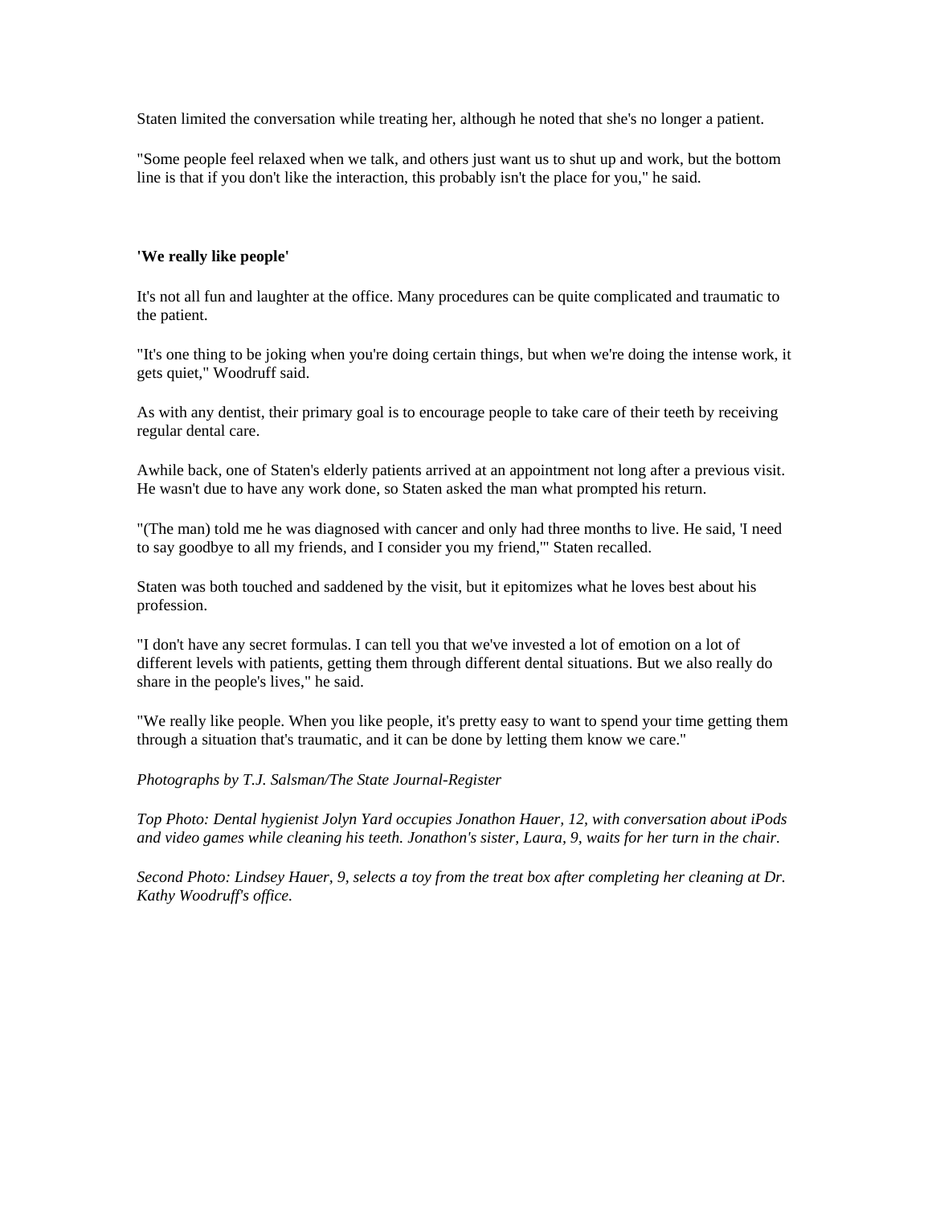Staten limited the conversation while treating her, although he noted that she's no longer a patient.

"Some people feel relaxed when we talk, and others just want us to shut up and work, but the bottom line is that if you don't like the interaction, this probably isn't the place for you," he said.

**'We really like people'**

It's not all fun and laughter at the office. Many procedures can be quite complicated and traumatic to the patient.

"It's one thing to be joking when you're doing certain things, but when we're doing the intense work, it gets quiet," Woodruff said.

As with any dentist, their primary goal is to encourage people to take care of their teeth by receiving regular dental care.

Awhile back, one of Staten's elderly patients arrived at an appointment not long after a previous visit. He wasn't due to have any work done, so Staten asked the man what prompted his return.

"(The man) told me he was diagnosed with cancer and only had three months to live. He said, 'I need to say goodbye to all my friends, and I consider you my friend,'" Staten recalled.

Staten was both touched and saddened by the visit, but it epitomizes what he loves best about his profession.

"I don't have any secret formulas. I can tell you that we've invested a lot of emotion on a lot of different levels with patients, getting them through different dental situations. But we also really do share in the people's lives," he said.

"We really like people. When you like people, it's pretty easy to want to spend your time getting them through a situation that's traumatic, and it can be done by letting them know we care."

*Photographs by T.J. Salsman/The State Journal-Register*

*Top Photo: Dental hygienist Jolyn Yard occupies Jonathon Hauer, 12, with conversation about iPods and video games while cleaning his teeth. Jonathon's sister, Laura, 9, waits for her turn in the chair.*

*Second Photo: Lindsey Hauer, 9, selects a toy from the treat box after completing her cleaning at Dr. Kathy Woodruff's office.*